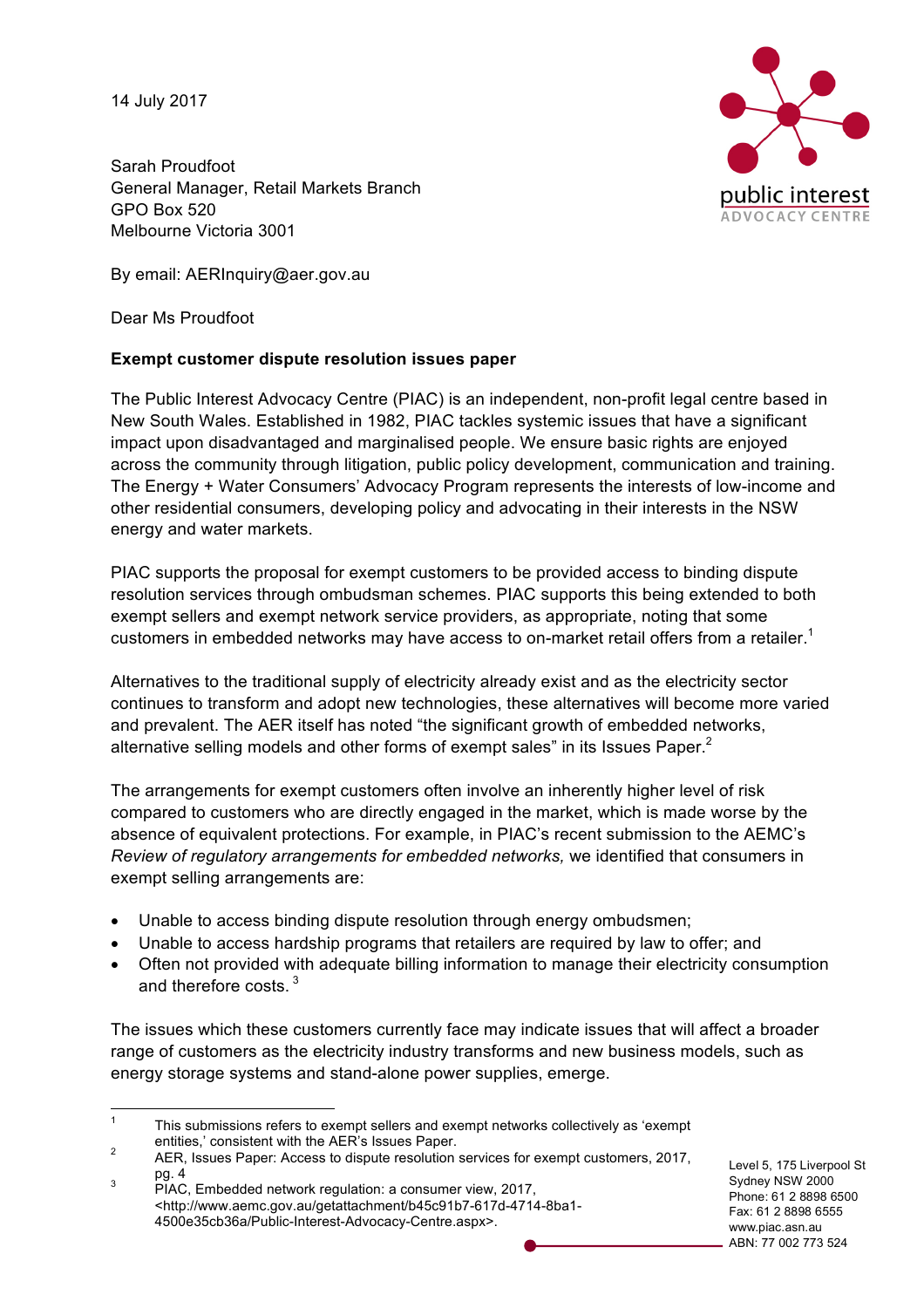14 July 2017

Sarah Proudfoot
General Manager, Retail Markets Branch
GPO Box 520
Melbourne Victoria 3001

By email: AERInquiry@aer.gov.au

Dear Ms Proudfoot

**Exempt customer dispute resolution issues paper**

The Public Interest Advocacy Centre (PIAC) is an independent, non-profit legal centre based in New South Wales. Established in 1982, PIAC tackles systemic issues that have a significant impact upon disadvantaged and marginalised people. We ensure basic rights are enjoyed across the community through litigation, public policy development, communication and training. The Energy + Water Consumers' Advocacy Program represents the interests of low-income and other residential consumers, developing policy and advocating in their interests in the NSW energy and water markets.

PIAC supports the proposal for exempt customers to be provided access to binding dispute resolution services through ombudsman schemes. PIAC supports this being extended to both exempt sellers and exempt network service providers, as appropriate, noting that some customers in embedded networks may have access to on-market retail offers from a retailer.[1]

Alternatives to the traditional supply of electricity already exist and as the electricity sector continues to transform and adopt new technologies, these alternatives will become more varied and prevalent. The AER itself has noted "the significant growth of embedded networks, alternative selling models and other forms of exempt sales" in its Issues Paper.[2]

The arrangements for exempt customers often involve an inherently higher level of risk compared to customers who are directly engaged in the market, which is made worse by the absence of equivalent protections. For example, in PIAC's recent submission to the AEMC's *Review of regulatory arrangements for embedded networks,* we identified that consumers in exempt selling arrangements are:

- Unable to access binding dispute resolution through energy ombudsmen;
- Unable to access hardship programs that retailers are required by law to offer; and
- Often not provided with adequate billing information to manage their electricity consumption and therefore costs. [3]

The issues which these customers currently face may indicate issues that will affect a broader range of customers as the electricity industry transforms and new business models, such as energy storage systems and stand-alone power supplies, emerge.

---

[1] This submissions refers to exempt sellers and exempt networks collectively as 'exempt entities,' consistent with the AER's Issues Paper.

[2] AER, Issues Paper: Access to dispute resolution services for exempt customers, 2017, pg. 4

[3] PIAC, Embedded network regulation: a consumer view, 2017, <http://www.aemc.gov.au/getattachment/b45c91b7-617d-4714-8ba1-4500e35cb36a/Public-Interest-Advocacy-Centre.aspx>.

Level 5, 175 Liverpool St
Sydney NSW 2000
Phone: 61 2 8898 6500
Fax: 61 2 8898 6555
www.piac.asn.au
ABN: 77 002 773 524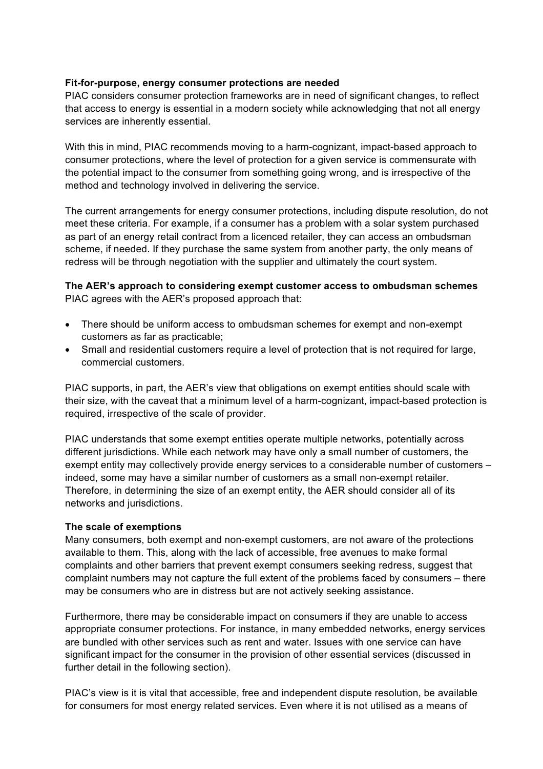**Fit-for-purpose, energy consumer protections are needed**

PIAC considers consumer protection frameworks are in need of significant changes, to reflect that access to energy is essential in a modern society while acknowledging that not all energy services are inherently essential.

With this in mind, PIAC recommends moving to a harm-cognizant, impact-based approach to consumer protections, where the level of protection for a given service is commensurate with the potential impact to the consumer from something going wrong, and is irrespective of the method and technology involved in delivering the service.

The current arrangements for energy consumer protections, including dispute resolution, do not meet these criteria. For example, if a consumer has a problem with a solar system purchased as part of an energy retail contract from a licenced retailer, they can access an ombudsman scheme, if needed. If they purchase the same system from another party, the only means of redress will be through negotiation with the supplier and ultimately the court system.

**The AER's approach to considering exempt customer access to ombudsman schemes**

PIAC agrees with the AER's proposed approach that:

- There should be uniform access to ombudsman schemes for exempt and non-exempt customers as far as practicable;
- Small and residential customers require a level of protection that is not required for large, commercial customers.

PIAC supports, in part, the AER's view that obligations on exempt entities should scale with their size, with the caveat that a minimum level of a harm-cognizant, impact-based protection is required, irrespective of the scale of provider.

PIAC understands that some exempt entities operate multiple networks, potentially across different jurisdictions. While each network may have only a small number of customers, the exempt entity may collectively provide energy services to a considerable number of customers – indeed, some may have a similar number of customers as a small non-exempt retailer. Therefore, in determining the size of an exempt entity, the AER should consider all of its networks and jurisdictions.

**The scale of exemptions**

Many consumers, both exempt and non-exempt customers, are not aware of the protections available to them. This, along with the lack of accessible, free avenues to make formal complaints and other barriers that prevent exempt consumers seeking redress, suggest that complaint numbers may not capture the full extent of the problems faced by consumers – there may be consumers who are in distress but are not actively seeking assistance.

Furthermore, there may be considerable impact on consumers if they are unable to access appropriate consumer protections. For instance, in many embedded networks, energy services are bundled with other services such as rent and water. Issues with one service can have significant impact for the consumer in the provision of other essential services (discussed in further detail in the following section).

PIAC's view is it is vital that accessible, free and independent dispute resolution, be available for consumers for most energy related services. Even where it is not utilised as a means of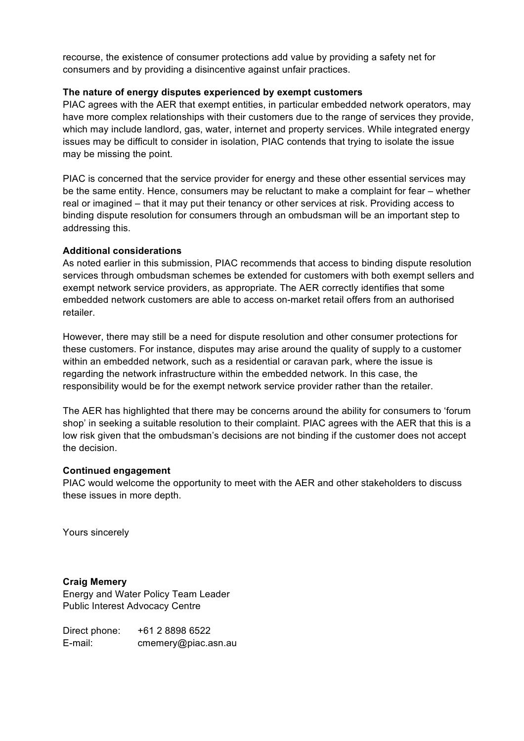recourse, the existence of consumer protections add value by providing a safety net for consumers and by providing a disincentive against unfair practices.

**The nature of energy disputes experienced by exempt customers**

PIAC agrees with the AER that exempt entities, in particular embedded network operators, may have more complex relationships with their customers due to the range of services they provide, which may include landlord, gas, water, internet and property services. While integrated energy issues may be difficult to consider in isolation, PIAC contends that trying to isolate the issue may be missing the point.

PIAC is concerned that the service provider for energy and these other essential services may be the same entity. Hence, consumers may be reluctant to make a complaint for fear – whether real or imagined – that it may put their tenancy or other services at risk. Providing access to binding dispute resolution for consumers through an ombudsman will be an important step to addressing this.

**Additional considerations**

As noted earlier in this submission, PIAC recommends that access to binding dispute resolution services through ombudsman schemes be extended for customers with both exempt sellers and exempt network service providers, as appropriate. The AER correctly identifies that some embedded network customers are able to access on-market retail offers from an authorised retailer.

However, there may still be a need for dispute resolution and other consumer protections for these customers. For instance, disputes may arise around the quality of supply to a customer within an embedded network, such as a residential or caravan park, where the issue is regarding the network infrastructure within the embedded network. In this case, the responsibility would be for the exempt network service provider rather than the retailer.

The AER has highlighted that there may be concerns around the ability for consumers to 'forum shop' in seeking a suitable resolution to their complaint. PIAC agrees with the AER that this is a low risk given that the ombudsman's decisions are not binding if the customer does not accept the decision.

**Continued engagement**

PIAC would welcome the opportunity to meet with the AER and other stakeholders to discuss these issues in more depth.

Yours sincerely

**Craig Memery**
Energy and Water Policy Team Leader
Public Interest Advocacy Centre

Direct phone: +61 2 8898 6522
E-mail: cmemery@piac.asn.au